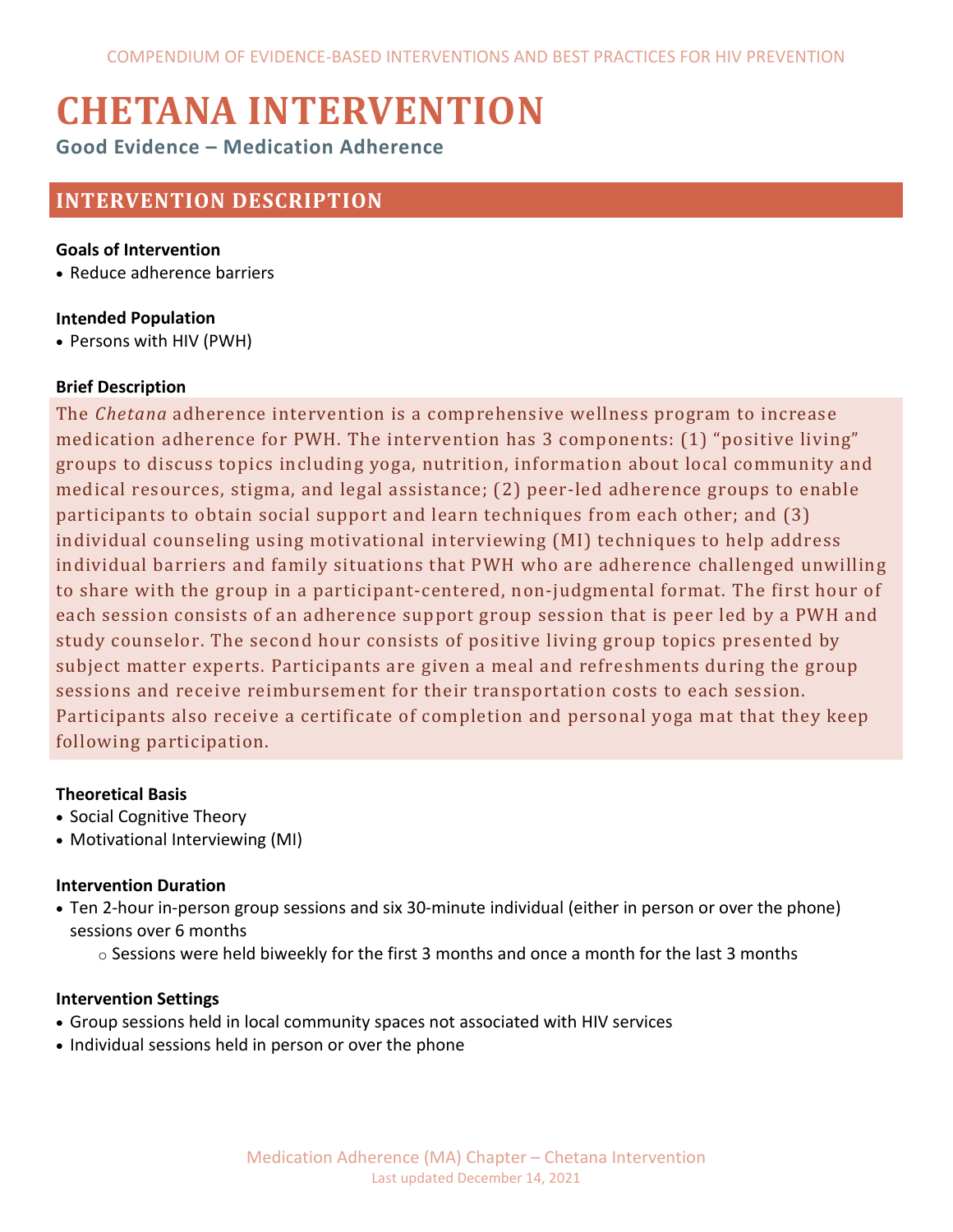# CHETANA INTERVENTION

## Good Evidence – Medication Adherence

## INTERVENTION DESCRIPTION

**Goals of Intervention**

- Reduce adherence barriers

**Intended Population**

- Persons with HIV (PWH)

**Brief Description**

The *Chetana* adherence intervention is a comprehensive wellness program to increase medication adherence for PWH. The intervention has 3 components: (1) "positive living" groups to discuss topics including yoga, nutrition, information about local community and medical resources, stigma, and legal assistance; (2) peer-led adherence groups to enable participants to obtain social support and learn techniques from each other; and (3) individual counseling using motivational interviewing (MI) techniques to help address individual barriers and family situations that PWH who are adherence challenged unwilling to share with the group in a participant-centered, non-judgmental format. The first hour of each session consists of an adherence support group session that is peer led by a PWH and study counselor. The second hour consists of positive living group topics presented by subject matter experts. Participants are given a meal and refreshments during the group sessions and receive reimbursement for their transportation costs to each session. Participants also receive a certificate of completion and personal yoga mat that they keep following participation.

**Theoretical Basis**

- Social Cognitive Theory
- Motivational Interviewing (MI)

**Intervention Duration**

- Ten 2-hour in-person group sessions and six 30-minute individual (either in person or over the phone) sessions over 6 months
  - Sessions were held biweekly for the first 3 months and once a month for the last 3 months

**Intervention Settings**

- Group sessions held in local community spaces not associated with HIV services
- Individual sessions held in person or over the phone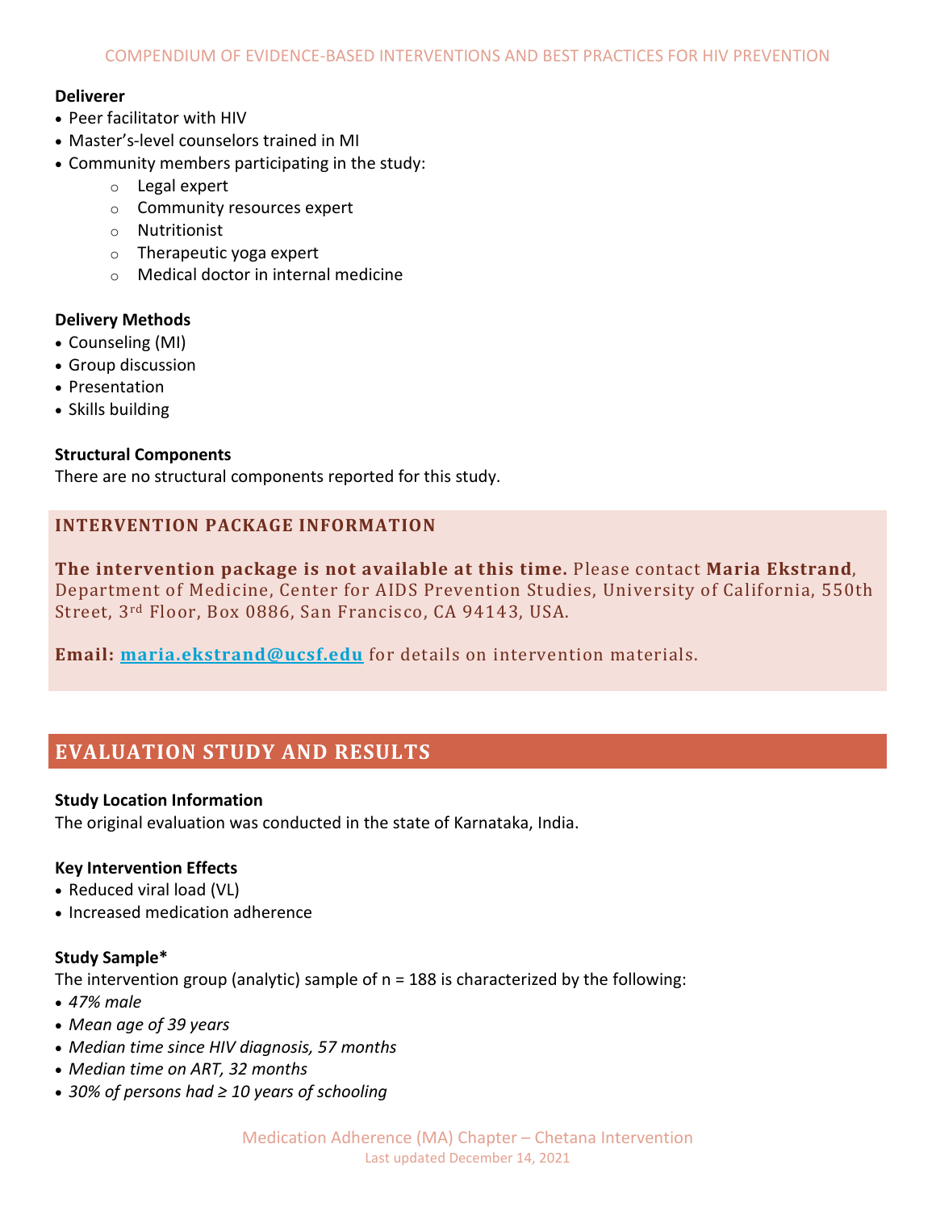**Deliverer**

- Peer facilitator with HIV
- Master's-level counselors trained in MI
- Community members participating in the study:
    - Legal expert
    - Community resources expert
    - Nutritionist
    - Therapeutic yoga expert
    - Medical doctor in internal medicine

**Delivery Methods**

- Counseling (MI)
- Group discussion
- Presentation
- Skills building

**Structural Components**

There are no structural components reported for this study.

## INTERVENTION PACKAGE INFORMATION

**The intervention package is not available at this time.** Please contact **Maria Ekstrand**, Department of Medicine, Center for AIDS Prevention Studies, University of California, 550th Street, 3rd Floor, Box 0886, San Francisco, CA 94143, USA.

**Email:** maria.ekstrand@ucsf.edu for details on intervention materials.

## EVALUATION STUDY AND RESULTS

**Study Location Information**

The original evaluation was conducted in the state of Karnataka, India.

**Key Intervention Effects**

- Reduced viral load (VL)
- Increased medication adherence

**Study Sample***

The intervention group (analytic) sample of n = 188 is characterized by the following:

- *47% male*
- *Mean age of 39 years*
- *Median time since HIV diagnosis, 57 months*
- *Median time on ART, 32 months*
- *30% of persons had ≥ 10 years of schooling*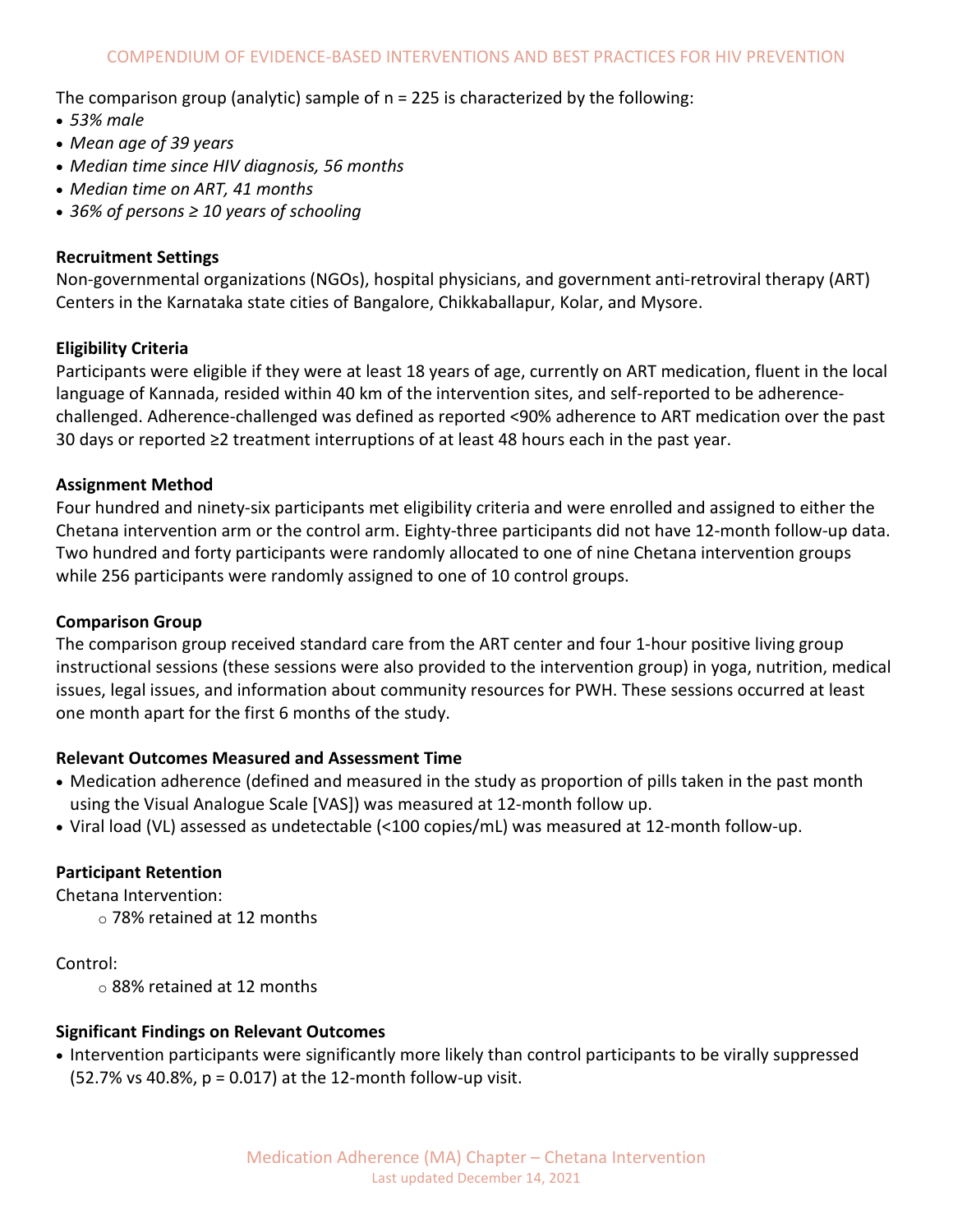The comparison group (analytic) sample of n = 225 is characterized by the following:

- *53% male*
- *Mean age of 39 years*
- *Median time since HIV diagnosis, 56 months*
- *Median time on ART, 41 months*
- *36% of persons ≥ 10 years of schooling*

**Recruitment Settings**

Non-governmental organizations (NGOs), hospital physicians, and government anti-retroviral therapy (ART) Centers in the Karnataka state cities of Bangalore, Chikkaballapur, Kolar, and Mysore.

**Eligibility Criteria**

Participants were eligible if they were at least 18 years of age, currently on ART medication, fluent in the local language of Kannada, resided within 40 km of the intervention sites, and self-reported to be adherence-challenged. Adherence-challenged was defined as reported <90% adherence to ART medication over the past 30 days or reported ≥2 treatment interruptions of at least 48 hours each in the past year.

**Assignment Method**

Four hundred and ninety-six participants met eligibility criteria and were enrolled and assigned to either the Chetana intervention arm or the control arm. Eighty-three participants did not have 12-month follow-up data. Two hundred and forty participants were randomly allocated to one of nine Chetana intervention groups while 256 participants were randomly assigned to one of 10 control groups.

**Comparison Group**

The comparison group received standard care from the ART center and four 1-hour positive living group instructional sessions (these sessions were also provided to the intervention group) in yoga, nutrition, medical issues, legal issues, and information about community resources for PWH. These sessions occurred at least one month apart for the first 6 months of the study.

**Relevant Outcomes Measured and Assessment Time**

- Medication adherence (defined and measured in the study as proportion of pills taken in the past month using the Visual Analogue Scale [VAS]) was measured at 12-month follow up.
- Viral load (VL) assessed as undetectable (<100 copies/mL) was measured at 12-month follow-up.

**Participant Retention**

Chetana Intervention:

- 78% retained at 12 months

Control:

- 88% retained at 12 months

**Significant Findings on Relevant Outcomes**

- Intervention participants were significantly more likely than control participants to be virally suppressed (52.7% vs 40.8%, $p = 0.017$) at the 12-month follow-up visit.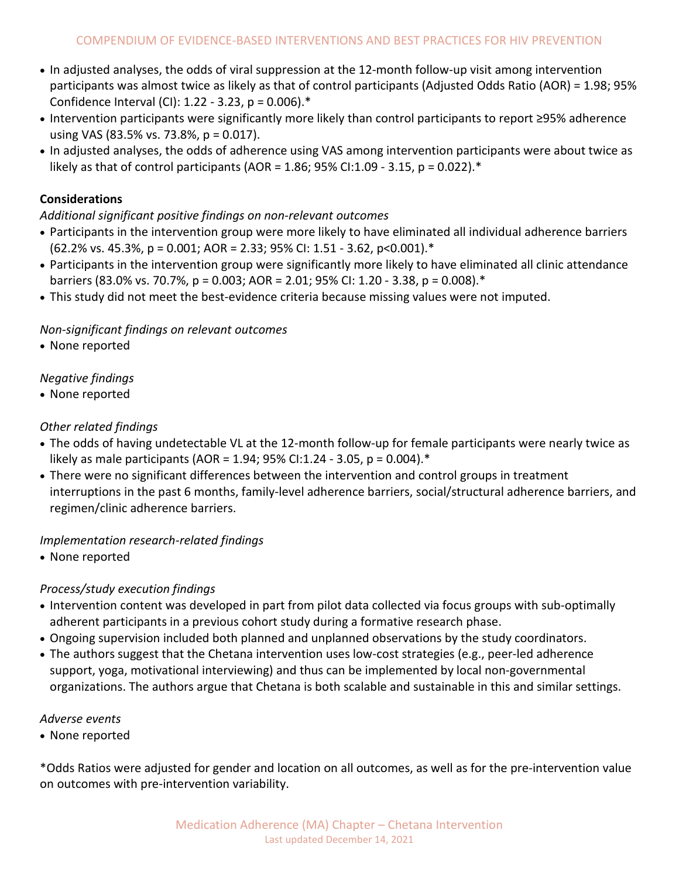- In adjusted analyses, the odds of viral suppression at the 12-month follow-up visit among intervention participants was almost twice as likely as that of control participants (Adjusted Odds Ratio (AOR) = 1.98; 95% Confidence Interval (CI): 1.22 - 3.23, p = 0.006).*
- Intervention participants were significantly more likely than control participants to report ≥95% adherence using VAS (83.5% vs. 73.8%, p = 0.017).
- In adjusted analyses, the odds of adherence using VAS among intervention participants were about twice as likely as that of control participants (AOR = 1.86; 95% CI:1.09 - 3.15, p = 0.022).*

**Considerations**

*Additional significant positive findings on non-relevant outcomes*

- Participants in the intervention group were more likely to have eliminated all individual adherence barriers (62.2% vs. 45.3%, p = 0.001; AOR = 2.33; 95% CI: 1.51 - 3.62, p<0.001).*
- Participants in the intervention group were significantly more likely to have eliminated all clinic attendance barriers (83.0% vs. 70.7%, p = 0.003; AOR = 2.01; 95% CI: 1.20 - 3.38, p = 0.008).*
- This study did not meet the best-evidence criteria because missing values were not imputed.

*Non-significant findings on relevant outcomes*

- None reported

*Negative findings*

- None reported

*Other related findings*

- The odds of having undetectable VL at the 12-month follow-up for female participants were nearly twice as likely as male participants (AOR = 1.94; 95% CI:1.24 - 3.05, p = 0.004).*
- There were no significant differences between the intervention and control groups in treatment interruptions in the past 6 months, family-level adherence barriers, social/structural adherence barriers, and regimen/clinic adherence barriers.

*Implementation research-related findings*

- None reported

*Process/study execution findings*

- Intervention content was developed in part from pilot data collected via focus groups with sub-optimally adherent participants in a previous cohort study during a formative research phase.
- Ongoing supervision included both planned and unplanned observations by the study coordinators.
- The authors suggest that the Chetana intervention uses low-cost strategies (e.g., peer-led adherence support, yoga, motivational interviewing) and thus can be implemented by local non-governmental organizations. The authors argue that Chetana is both scalable and sustainable in this and similar settings.

*Adverse events*

- None reported

*Odds Ratios were adjusted for gender and location on all outcomes, as well as for the pre-intervention value on outcomes with pre-intervention variability.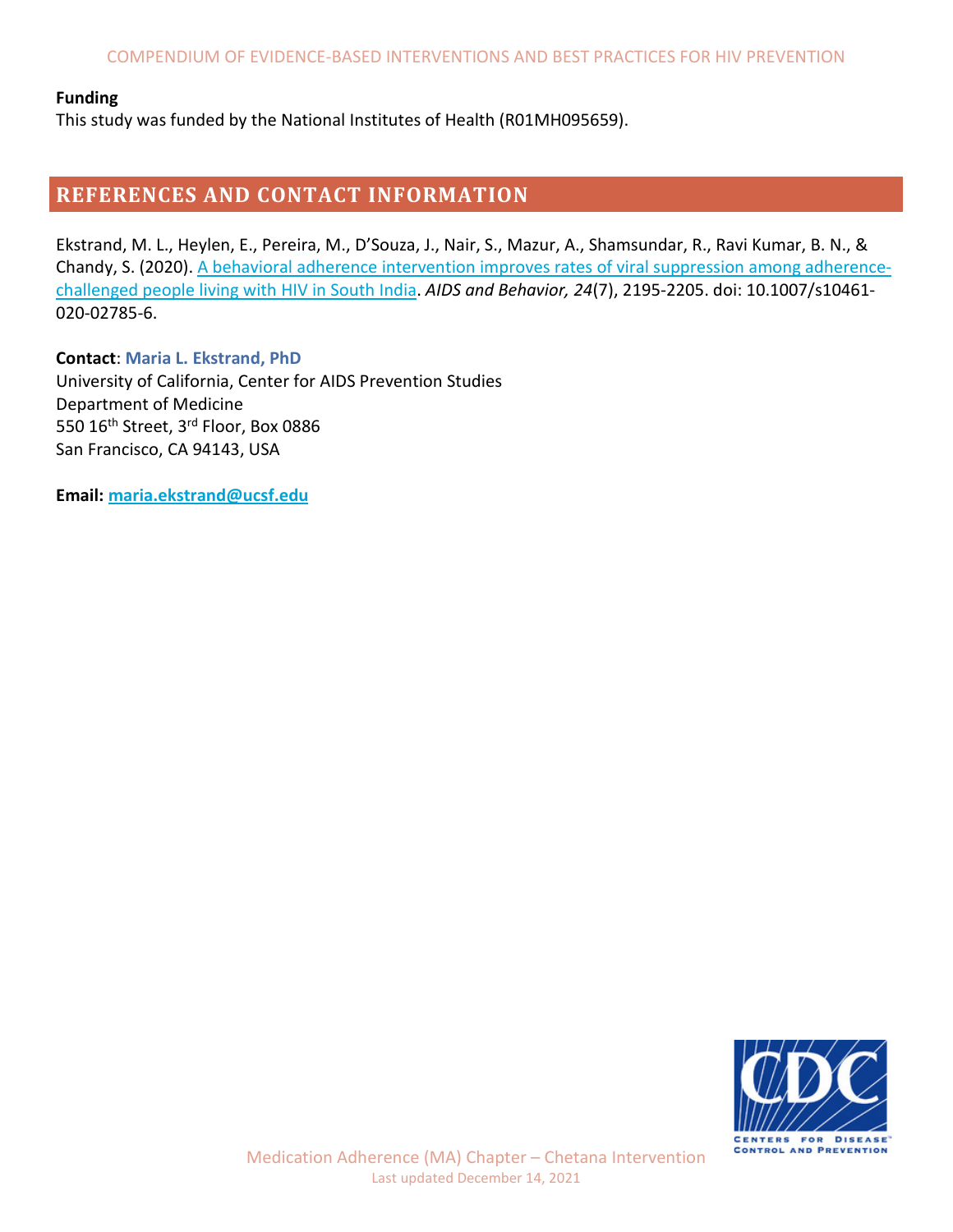**Funding**
This study was funded by the National Institutes of Health (R01MH095659).

## REFERENCES AND CONTACT INFORMATION

Ekstrand, M. L., Heylen, E., Pereira, M., D'Souza, J., Nair, S., Mazur, A., Shamsundar, R., Ravi Kumar, B. N., & Chandy, S. (2020). A behavioral adherence intervention improves rates of viral suppression among adherence-challenged people living with HIV in South India. *AIDS and Behavior, 24*(7), 2195-2205. doi: 10.1007/s10461-020-02785-6.

**Contact**: **Maria L. Ekstrand, PhD**
University of California, Center for AIDS Prevention Studies
Department of Medicine
550 16th Street, 3rd Floor, Box 0886
San Francisco, CA 94143, USA

**Email: maria.ekstrand@ucsf.edu**